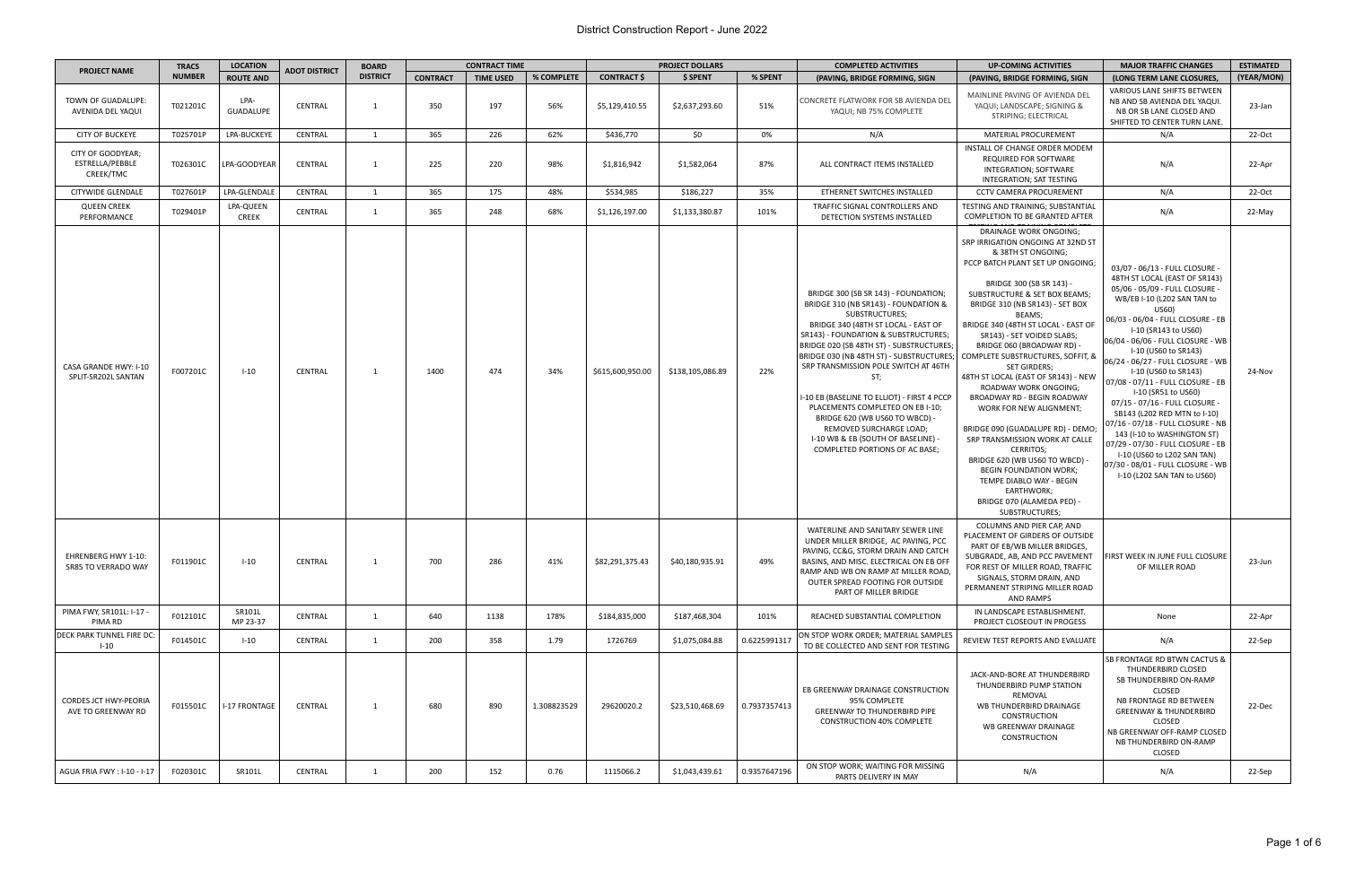# District Construction Report - June 2022

| PROJECT NAME | TRACS NUMBER | LOCATION ROUTE AND | ADOT DISTRICT | BOARD DISTRICT | CONTRACT TIME | | | PROJECT DOLLARS | | | COMPLETED ACTIVITIES | UP-COMING ACTIVITIES | MAJOR TRAFFIC CHANGES | ESTIMATED |
|---|---|---|---|---|---|---|---|---|---|---|---|---|---|---|
| | | | | | CONTRACT | TIME USED | % COMPLETE | CONTRACT $ | $ SPENT | % SPENT | (PAVING, BRIDGE FORMING, SIGN | (PAVING, BRIDGE FORMING, SIGN | (LONG TERM LANE CLOSURES, | (YEAR/MON) |
| TOWN OF GUADALUPE: AVENIDA DEL YAQUI | T021201C | LPA-GUADALUPE | CENTRAL | 1 | 350 | 197 | 56% | $5,129,410.55 | $2,637,293.60 | 51% | CONCRETE FLATWORK FOR SB AVIENDA DEL YAQUI; NB 75% COMPLETE | MAINLINE PAVING OF AVIENDA DEL YAQUI; LANDSCAPE; SIGNING & STRIPING; ELECTRICAL | VARIOUS LANE SHIFTS BETWEEN NB AND SB AVIENDA DEL YAQUI. NB OR SB LANE CLOSED AND SHIFTED TO CENTER TURN LANE. | 23-Jan |
| CITY OF BUCKEYE | T025701P | LPA-BUCKEYE | CENTRAL | 1 | 365 | 226 | 62% | $436,770 | $0 | 0% | N/A | MATERIAL PROCUREMENT | N/A | 22-Oct |
| CITY OF GOODYEAR; ESTRELLA/PEBBLE CREEK/TMC | T026301C | LPA-GOODYEAR | CENTRAL | 1 | 225 | 220 | 98% | $1,816,942 | $1,582,064 | 87% | ALL CONTRACT ITEMS INSTALLED | INSTALL OF CHANGE ORDER MODEM REQUIRED FOR SOFTWARE INTEGRATION; SOFTWARE INTEGRATION; SAT TESTING | N/A | 22-Apr |
| CITYWIDE GLENDALE | T027601P | LPA-GLENDALE | CENTRAL | 1 | 365 | 175 | 48% | $534,985 | $186,227 | 35% | ETHERNET SWITCHES INSTALLED | CCTV CAMERA PROCUREMENT | N/A | 22-Oct |
| QUEEN CREEK PERFORMANCE | T029401P | LPA-QUEEN CREEK | CENTRAL | 1 | 365 | 248 | 68% | $1,126,197.00 | $1,133,380.87 | 101% | TRAFFIC SIGNAL CONTROLLERS AND DETECTION SYSTEMS INSTALLED | TESTING AND TRAINING; SUBSTANTIAL COMPLETION TO BE GRANTED AFTER | N/A | 22-May |
| CASA GRANDE HWY: I-10 SPLIT-SR202L SANTAN | F007201C | I-10 | CENTRAL | 1 | 1400 | 474 | 34% | $615,600,950.00 | $138,105,086.89 | 22% | BRIDGE 300 (SB SR 143) - FOUNDATION; BRIDGE 310 (NB SR143) - FOUNDATION & SUBSTRUCTURES; BRIDGE 340 (48TH ST LOCAL - EAST OF SR143) - FOUNDATION & SUBSTRUCTURES; BRIDGE 020 (SB 48TH ST) - SUBSTRUCTURES; BRIDGE 030 (NB 48TH ST) - SUBSTRUCTURES; SRP TRANSMISSION POLE SWITCH AT 46TH ST; I-10 EB (BASELINE TO ELLIOT) - FIRST 4 PCCP PLACEMENTS COMPLETED ON EB I-10; BRIDGE 620 (WB US60 TO WBCD) - REMOVED SURCHARGE LOAD; I-10 WB & EB (SOUTH OF BASELINE) - COMPLETED PORTIONS OF AC BASE; | DRAINAGE WORK ONGOING; SRP IRRIGATION ONGOING AT 32ND ST & 38TH ST ONGOING; PCCP BATCH PLANT SET UP ONGOING; BRIDGE 300 (SB SR 143) - SUBSTRUCTURE & SET BOX BEAMS; BRIDGE 310 (NB SR143) - SET BOX BEAMS; BRIDGE 340 (48TH ST LOCAL - EAST OF SR143) - SET VOIDED SLABS; BRIDGE 060 (BROADWAY RD) - COMPLETE SUBSTRUCTURES, SOFFIT, & SET GIRDERS; 48TH ST LOCAL (EAST OF SR143) - NEW ROADWAY WORK ONGOING; BROADWAY RD - BEGIN ROADWAY WORK FOR NEW ALIGNMENT; BRIDGE 090 (GUADALUPE RD) - DEMO; SRP TRANSMISSION WORK AT CALLE CERRITOS; BRIDGE 620 (WB US60 TO WBCD) - BEGIN FOUNDATION WORK; TEMPE DIABLO WAY - BEGIN EARTHWORK; BRIDGE 070 (ALAMEDA PED) - SUBSTRUCTURES; | 03/07 - 06/13 - FULL CLOSURE - 48TH ST LOCAL (EAST OF SR143) 05/06 - 05/09 - FULL CLOSURE - WB/EB I-10 (L202 SAN TAN to US60) 06/03 - 06/04 - FULL CLOSURE - EB I-10 (SR143 to US60) 06/04 - 06/06 - FULL CLOSURE - WB I-10 (US60 to SR143) 06/24 - 06/27 - FULL CLOSURE - WB I-10 (US60 to SR143) 07/08 - 07/11 - FULL CLOSURE - EB I-10 (SR51 to US60) 07/15 - 07/16 - FULL CLOSURE - SB143 (L202 RED MTN to I-10) 07/16 - 07/18 - FULL CLOSURE - NB 143 (I-10 to WASHINGTON ST) 07/29 - 07/30 - FULL CLOSURE - EB I-10 (US60 to L202 SAN TAN) 07/30 - 08/01 - FULL CLOSURE - WB I-10 (L202 SAN TAN to US60) | 24-Nov |
| EHRENBERG HWY 1-10: SR85 TO VERRADO WAY | F011901C | I-10 | CENTRAL | 1 | 700 | 286 | 41% | $82,291,375.43 | $40,180,935.91 | 49% | WATERLINE AND SANITARY SEWER LINE UNDER MILLER BRIDGE, AC PAVING, PCC PAVING, CC&G, STORM DRAIN AND CATCH BASINS, AND MISC. ELECTRICAL ON EB OFF RAMP AND WB ON RAMP AT MILLER ROAD, OUTER SPREAD FOOTING FOR OUTSIDE PART OF MILLER BRIDGE | COLUMNS AND PIER CAP, AND PLACEMENT OF GIRDERS OF OUTSIDE PART OF EB/WB MILLER BRIDGES, SUBGRADE, AB, AND PCC PAVEMENT FOR REST OF MILLER ROAD, TRAFFIC SIGNALS, STORM DRAIN, AND PERMANENT STRIPING MILLER ROAD AND RAMPS | FIRST WEEK IN JUNE FULL CLOSURE OF MILLER ROAD | 23-Jun |
| PIMA FWY, SR101L: I-17 - PIMA RD | F012101C | SR101L MP 23-37 | CENTRAL | 1 | 640 | 1138 | 178% | $184,835,000 | $187,468,304 | 101% | REACHED SUBSTANTIAL COMPLETION | IN LANDSCAPE ESTABLISHMENT. PROJECT CLOSEOUT IN PROGRESS | None | 22-Apr |
| DECK PARK TUNNEL FIRE DC: I-10 | F014501C | I-10 | CENTRAL | 1 | 200 | 358 | 1.79 | 1726769 | $1,075,084.88 | 0.6225991317 | ON STOP WORK ORDER; MATERIAL SAMPLES TO BE COLLECTED AND SENT FOR TESTING | REVIEW TEST REPORTS AND EVALUATE | N/A | 22-Sep |
| CORDES JCT HWY-PEORIA AVE TO GREENWAY RD | F015501C | I-17 FRONTAGE | CENTRAL | 1 | 680 | 890 | 1.308823529 | 29620020.2 | $23,510,468.69 | 0.7937357413 | EB GREENWAY DRAINAGE CONSTRUCTION 95% COMPLETE GREENWAY TO THUNDERBIRD PIPE CONSTRUCTION 40% COMPLETE | JACK-AND-BORE AT THUNDERBIRD THUNDERBIRD PUMP STATION REMOVAL WB THUNDERBIRD DRAINAGE CONSTRUCTION WB GREENWAY DRAINAGE CONSTRUCTION | SB FRONTAGE RD BTWN CACTUS & THUNDERBIRD CLOSED SB THUNDERBIRD ON-RAMP CLOSED NB FRONTAGE RD BETWEEN GREENWAY & THUNDERBIRD CLOSED NB GREENWAY OFF-RAMP CLOSED NB THUNDERBIRD ON-RAMP CLOSED | 22-Dec |
| AGUA FRIA FWY : I-10 - I-17 | F020301C | SR101L | CENTRAL | 1 | 200 | 152 | 0.76 | 1115066.2 | $1,043,439.61 | 0.9357647196 | ON STOP WORK; WAITING FOR MISSING PARTS DELIVERY IN MAY | N/A | N/A | 22-Sep |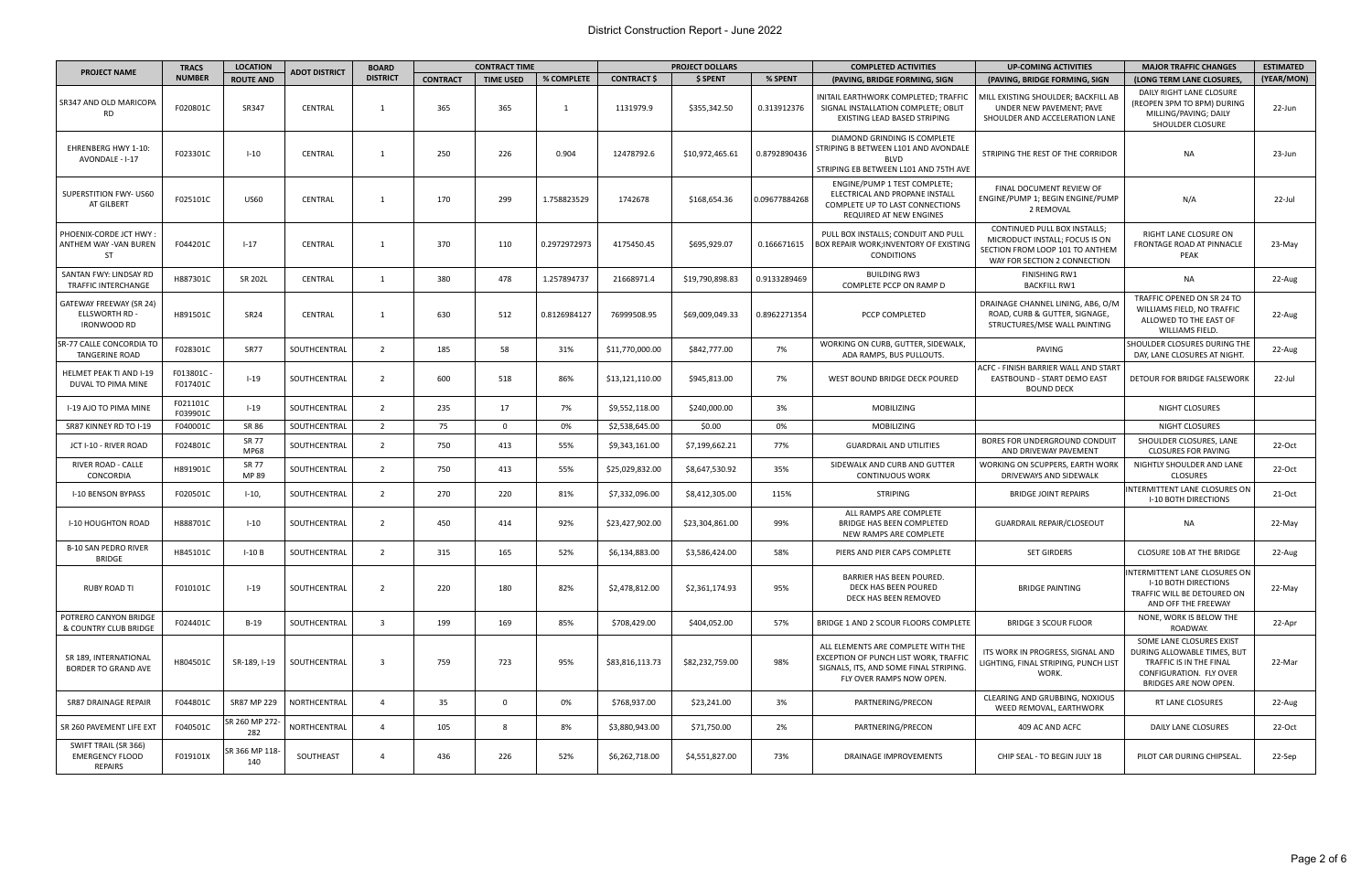# District Construction Report - June 2022

| PROJECT NAME | TRACS NUMBER | LOCATION ROUTE AND | ADOT DISTRICT | BOARD DISTRICT | CONTRACT TIME | | | PROJECT DOLLARS | | | COMPLETED ACTIVITIES | UP-COMING ACTIVITIES | MAJOR TRAFFIC CHANGES | ESTIMATED |
|---|---|---|---|---|---|---|---|---|---|---|---|---|---|---|
| | | | | | CONTRACT | TIME USED | % COMPLETE | CONTRACT $ | $ SPENT | % SPENT | (PAVING, BRIDGE FORMING, SIGN | (PAVING, BRIDGE FORMING, SIGN | (LONG TERM LANE CLOSURES, | (YEAR/MON) |
| SR347 AND OLD MARICOPA RD | F020801C | SR347 | CENTRAL | 1 | 365 | 365 | 1 | 1131979.9 | $355,342.50 | 0.313912376 | INITAIL EARTHWORK COMPLETED; TRAFFIC SIGNAL INSTALLATION COMPLETE; OBLIT EXISTING LEAD BASED STRIPING | MILL EXISTING SHOULDER; BACKFILL AB UNDER NEW PAVEMENT; PAVE SHOULDER AND ACCELERATION LANE | DAILY RIGHT LANE CLOSURE (REOPEN 3PM TO 8PM) DURING MILLING/PAVING; DAILY SHOULDER CLOSURE | 22-Jun |
| EHRENBERG HWY 1-10: AVONDALE - I-17 | F023301C | I-10 | CENTRAL | 1 | 250 | 226 | 0.904 | 12478792.6 | $10,972,465.61 | 0.8792890436 | DIAMOND GRINDING IS COMPLETE STRIPING B BETWEEN L101 AND AVONDALE BLVD STRIPING EB BETWEEN L101 AND 75TH AVE | STRIPING THE REST OF THE CORRIDOR | NA | 23-Jun |
| SUPERSTITION FWY- US60 AT GILBERT | F025101C | US60 | CENTRAL | 1 | 170 | 299 | 1.758823529 | 1742678 | $168,654.36 | 0.09677884268 | ENGINE/PUMP 1 TEST COMPLETE; ELECTRICAL AND PROPANE INSTALL COMPLETE UP TO LAST CONNECTIONS REQUIRED AT NEW ENGINES | FINAL DOCUMENT REVIEW OF ENGINE/PUMP 1; BEGIN ENGINE/PUMP 2 REMOVAL | N/A | 22-Jul |
| PHOENIX-CORDE JCT HWY : ANTHEM WAY -VAN BUREN ST | F044201C | I-17 | CENTRAL | 1 | 370 | 110 | 0.2972972973 | 4175450.45 | $695,929.07 | 0.166671615 | PULL BOX INSTALLS; CONDUIT AND PULL BOX REPAIR WORK;INVENTORY OF EXISTING CONDITIONS | CONTINUED PULL BOX INSTALLS; MICRODUCT INSTALL; FOCUS IS ON SECTION FROM LOOP 101 TO ANTHEM WAY FOR SECTION 2 CONNECTION | RIGHT LANE CLOSURE ON FRONTAGE ROAD AT PINNACLE PEAK | 23-May |
| SANTAN FWY: LINDSAY RD TRAFFIC INTERCHANGE | H887301C | SR 202L | CENTRAL | 1 | 380 | 478 | 1.257894737 | 21668971.4 | $19,790,898.83 | 0.9133289469 | BUILDING RW3 COMPLETE PCCP ON RAMP D | FINISHING RW1 BACKFILL RW1 | NA | 22-Aug |
| GATEWAY FREEWAY (SR 24) ELLSWORTH RD - IRONWOOD RD | H891501C | SR24 | CENTRAL | 1 | 630 | 512 | 0.8126984127 | 76999508.95 | $69,009,049.33 | 0.8962271354 | PCCP COMPLETED | DRAINAGE CHANNEL LINING, AB6, O/M ROAD, CURB & GUTTER, SIGNAGE, STRUCTURES/MSE WALL PAINTING | TRAFFIC OPENED ON SR 24 TO WILLIAMS FIELD, NO TRAFFIC ALLOWED TO THE EAST OF WILLIAMS FIELD. | 22-Aug |
| SR-77 CALLE CONCORDIA TO TANGERINE ROAD | F028301C | SR77 | SOUTHCENTRAL | 2 | 185 | 58 | 31% | $11,770,000.00 | $842,777.00 | 7% | WORKING ON CURB, GUTTER, SIDEWALK, ADA RAMPS, BUS PULLOUTS. | PAVING | SHOULDER CLOSURES DURING THE DAY, LANE CLOSURES AT NIGHT. | 22-Aug |
| HELMET PEAK TI AND I-19 DUVAL TO PIMA MINE | F013801C - F017401C | I-19 | SOUTHCENTRAL | 2 | 600 | 518 | 86% | $13,121,110.00 | $945,813.00 | 7% | WEST BOUND BRIDGE DECK POURED | ACFC - FINISH BARRIER WALL AND START EASTBOUND - START DEMO EAST BOUND DECK | DETOUR FOR BRIDGE FALSEWORK | 22-Jul |
| I-19 AJO TO PIMA MINE | F021101C F039901C | I-19 | SOUTHCENTRAL | 2 | 235 | 17 | 7% | $9,552,118.00 | $240,000.00 | 3% | MOBILIZING | | NIGHT CLOSURES | |
| SR87 KINNEY RD TO I-19 | F040001C | SR 86 | SOUTHCENTRAL | 2 | 75 | 0 | 0% | $2,538,645.00 | $0.00 | 0% | MOBILIZING | | NIGHT CLOSURES | |
| JCT I-10 - RIVER ROAD | F024801C | SR 77 MP68 | SOUTHCENTRAL | 2 | 750 | 413 | 55% | $9,343,161.00 | $7,199,662.21 | 77% | GUARDRAIL AND UTILITIES | BORES FOR UNDERGROUND CONDUIT AND DRIVEWAY PAVEMENT | SHOULDER CLOSURES, LANE CLOSURES FOR PAVING | 22-Oct |
| RIVER ROAD - CALLE CONCORDIA | H891901C | SR 77 MP 89 | SOUTHCENTRAL | 2 | 750 | 413 | 55% | $25,029,832.00 | $8,647,530.92 | 35% | SIDEWALK AND CURB AND GUTTER CONTINUOUS WORK | WORKING ON SCUPPERS, EARTH WORK DRIVEWAYS AND SIDEWALK | NIGHTLY SHOULDER AND LANE CLOSURES | 22-Oct |
| I-10 BENSON BYPASS | F020501C | I-10, | SOUTHCENTRAL | 2 | 270 | 220 | 81% | $7,332,096.00 | $8,412,305.00 | 115% | STRIPING | BRIDGE JOINT REPAIRS | INTERMITTENT LANE CLOSURES ON I-10 BOTH DIRECTIONS | 21-Oct |
| I-10 HOUGHTON ROAD | H888701C | I-10 | SOUTHCENTRAL | 2 | 450 | 414 | 92% | $23,427,902.00 | $23,304,861.00 | 99% | ALL RAMPS ARE COMPLETE BRIDGE HAS BEEN COMPLETED NEW RAMPS ARE COMPLETE | GUARDRAIL REPAIR/CLOSEOUT | NA | 22-May |
| B-10 SAN PEDRO RIVER BRIDGE | H845101C | I-10 B | SOUTHCENTRAL | 2 | 315 | 165 | 52% | $6,134,883.00 | $3,586,424.00 | 58% | PIERS AND PIER CAPS COMPLETE | SET GIRDERS | CLOSURE 10B AT THE BRIDGE | 22-Aug |
| RUBY ROAD TI | F010101C | I-19 | SOUTHCENTRAL | 2 | 220 | 180 | 82% | $2,478,812.00 | $2,361,174.93 | 95% | BARRIER HAS BEEN POURED. DECK HAS BEEN POURED DECK HAS BEEN REMOVED | BRIDGE PAINTING | INTERMITTENT LANE CLOSURES ON I-10 BOTH DIRECTIONS TRAFFIC WILL BE DETOURED ON AND OFF THE FREEWAY | 22-May |
| POTRERO CANYON BRIDGE & COUNTRY CLUB BRIDGE | F024401C | B-19 | SOUTHCENTRAL | 3 | 199 | 169 | 85% | $708,429.00 | $404,052.00 | 57% | BRIDGE 1 AND 2 SCOUR FLOORS COMPLETE | BRIDGE 3 SCOUR FLOOR | NONE, WORK IS BELOW THE ROADWAY. | 22-Apr |
| SR 189, INTERNATIONAL BORDER TO GRAND AVE | H804501C | SR-189, I-19 | SOUTHCENTRAL | 3 | 759 | 723 | 95% | $83,816,113.73 | $82,232,759.00 | 98% | ALL ELEMENTS ARE COMPLETE WITH THE EXCEPTION OF PUNCH LIST WORK, TRAFFIC SIGNALS, ITS, AND SOME FINAL STRIPING. FLY OVER RAMPS NOW OPEN. | ITS WORK IN PROGRESS, SIGNAL AND LIGHTING, FINAL STRIPING, PUNCH LIST WORK. | SOME LANE CLOSURES EXIST DURING ALLOWABLE TIMES, BUT TRAFFIC IS IN THE FINAL CONFIGURATION. FLY OVER BRIDGES ARE NOW OPEN. | 22-Mar |
| SR87 DRAINAGE REPAIR | F044801C | SR87 MP 229 | NORTHCENTRAL | 4 | 35 | 0 | 0% | $768,937.00 | $23,241.00 | 3% | PARTNERING/PRECON | CLEARING AND GRUBBING, NOXIOUS WEED REMOVAL, EARTHWORK | RT LANE CLOSURES | 22-Aug |
| SR 260 PAVEMENT LIFE EXT | F040501C | SR 260 MP 272-282 | NORTHCENTRAL | 4 | 105 | 8 | 8% | $3,880,943.00 | $71,750.00 | 2% | PARTNERING/PRECON | 409 AC AND ACFC | DAILY LANE CLOSURES | 22-Oct |
| SWIFT TRAIL (SR 366) EMERGENCY FLOOD REPAIRS | F019101X | SR 366 MP 118-140 | SOUTHEAST | 4 | 436 | 226 | 52% | $6,262,718.00 | $4,551,827.00 | 73% | DRAINAGE IMPROVEMENTS | CHIP SEAL - TO BEGIN JULY 18 | PILOT CAR DURING CHIPSEAL. | 22-Sep |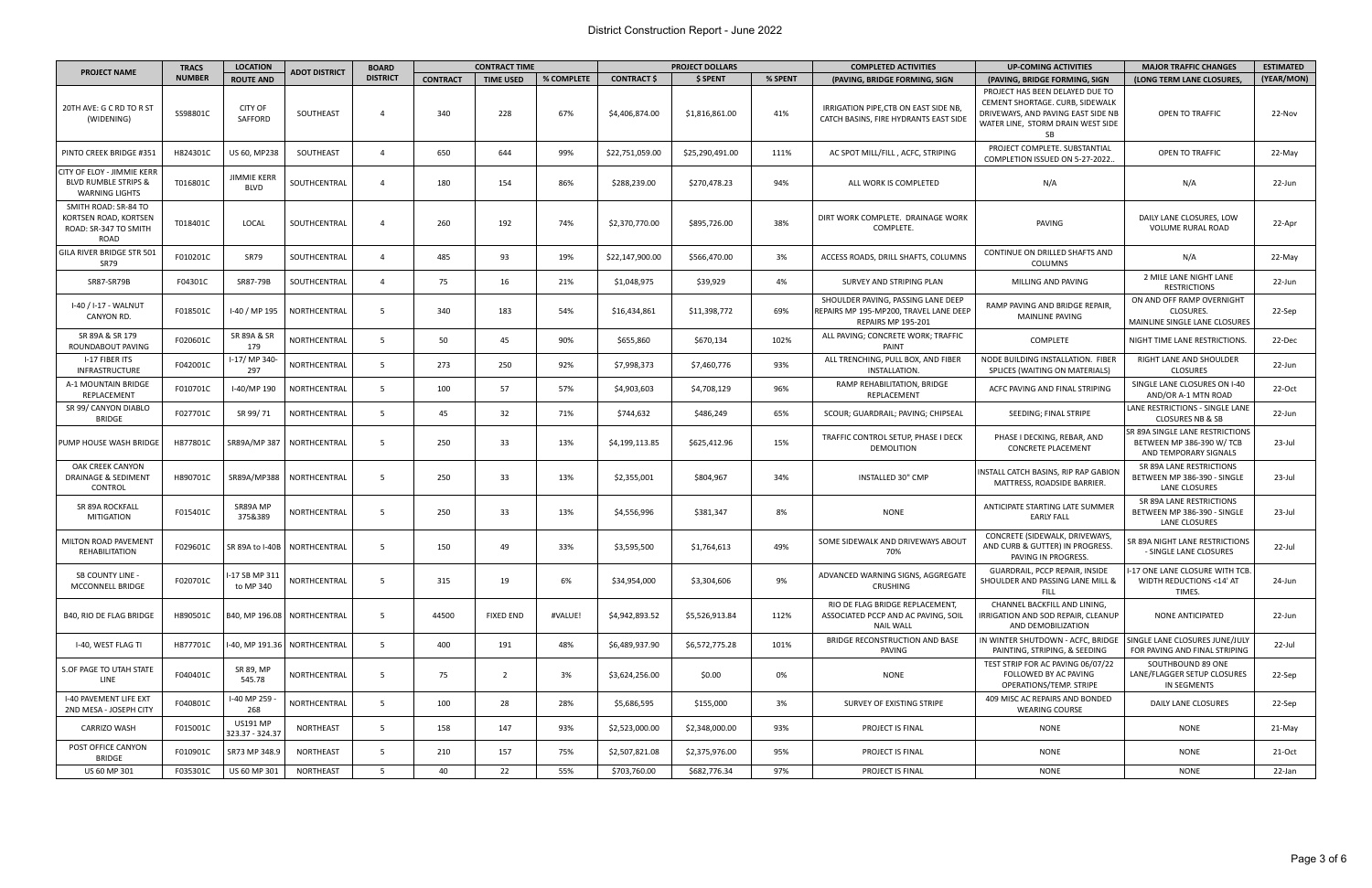# District Construction Report - June 2022

| PROJECT NAME | TRACS NUMBER | LOCATION ROUTE AND | ADOT DISTRICT | BOARD DISTRICT | CONTRACT TIME | | | PROJECT DOLLARS | | | COMPLETED ACTIVITIES (PAVING, BRIDGE FORMING, SIGN | UP-COMING ACTIVITIES (PAVING, BRIDGE FORMING, SIGN | MAJOR TRAFFIC CHANGES (LONG TERM LANE CLOSURES, | ESTIMATED (YEAR/MON) |
|---|---|---|---|---|---|---|---|---|---|---|---|---|---|---|
| | | | | | CONTRACT | TIME USED | % COMPLETE | CONTRACT $ | $ SPENT | % SPENT | | | | |
| 20TH AVE: G C RD TO R ST (WIDENING) | SS98801C | CITY OF SAFFORD | SOUTHEAST | 4 | 340 | 228 | 67% | $4,406,874.00 | $1,816,861.00 | 41% | IRRIGATION PIPE,CTB ON EAST SIDE NB, CATCH BASINS, FIRE HYDRANTS EAST SIDE | PROJECT HAS BEEN DELAYED DUE TO CEMENT SHORTAGE. CURB, SIDEWALK DRIVEWAYS, AND PAVING EAST SIDE NB WATER LINE, STORM DRAIN WEST SIDE SB | OPEN TO TRAFFIC | 22-Nov |
| PINTO CREEK BRIDGE #351 | H824301C | US 60, MP238 | SOUTHEAST | 4 | 650 | 644 | 99% | $22,751,059.00 | $25,290,491.00 | 111% | AC SPOT MILL/FILL , ACFC, STRIPING | PROJECT COMPLETE. SUBSTANTIAL COMPLETION ISSUED ON 5-27-2022.. | OPEN TO TRAFFIC | 22-May |
| CITY OF ELOY - JIMMIE KERR BLVD RUMBLE STRIPS & WARNING LIGHTS | T016801C | JIMMIE KERR BLVD | SOUTHCENTRAL | 4 | 180 | 154 | 86% | $288,239.00 | $270,478.23 | 94% | ALL WORK IS COMPLETED | N/A | N/A | 22-Jun |
| SMITH ROAD: SR-84 TO KORTSEN ROAD, KORTSEN ROAD: SR-347 TO SMITH ROAD | T018401C | LOCAL | SOUTHCENTRAL | 4 | 260 | 192 | 74% | $2,370,770.00 | $895,726.00 | 38% | DIRT WORK COMPLETE. DRAINAGE WORK COMPLETE. | PAVING | DAILY LANE CLOSURES, LOW VOLUME RURAL ROAD | 22-Apr |
| GILA RIVER BRIDGE STR 501 SR79 | F010201C | SR79 | SOUTHCENTRAL | 4 | 485 | 93 | 19% | $22,147,900.00 | $566,470.00 | 3% | ACCESS ROADS, DRILL SHAFTS, COLUMNS | CONTINUE ON DRILLED SHAFTS AND COLUMNS | N/A | 22-May |
| SR87-SR79B | F04301C | SR87-79B | SOUTHCENTRAL | 4 | 75 | 16 | 21% | $1,048,975 | $39,929 | 4% | SURVEY AND STRIPING PLAN | MILLING AND PAVING | 2 MILE LANE NIGHT LANE RESTRICTIONS | 22-Jun |
| I-40 / I-17 - WALNUT CANYON RD. | F018501C | I-40 / MP 195 | NORTHCENTRAL | 5 | 340 | 183 | 54% | $16,434,861 | $11,398,772 | 69% | SHOULDER PAVING, PASSING LANE DEEP REPAIRS MP 195-MP200, TRAVEL LANE DEEP REPAIRS MP 195-201 | RAMP PAVING AND BRIDGE REPAIR, MAINLINE PAVING | ON AND OFF RAMP OVERNIGHT CLOSURES. MAINLINE SINGLE LANE CLOSURES | 22-Sep |
| SR 89A & SR 179 ROUNDABOUT PAVING | F020601C | SR 89A & SR 179 | NORTHCENTRAL | 5 | 50 | 45 | 90% | $655,860 | $670,134 | 102% | ALL PAVING; CONCRETE WORK; TRAFFIC PAINT | COMPLETE | NIGHT TIME LANE RESTRICTIONS. | 22-Dec |
| I-17 FIBER ITS INFRASTRUCTURE | F042001C | I-17/ MP 340-297 | NORTHCENTRAL | 5 | 273 | 250 | 92% | $7,998,373 | $7,460,776 | 93% | ALL TRENCHING, PULL BOX, AND FIBER INSTALLATION. | NODE BUILDING INSTALLATION. FIBER SPLICES (WAITING ON MATERIALS) | RIGHT LANE AND SHOULDER CLOSURES | 22-Jun |
| A-1 MOUNTAIN BRIDGE REPLACEMENT | F010701C | I-40/MP 190 | NORTHCENTRAL | 5 | 100 | 57 | 57% | $4,903,603 | $4,708,129 | 96% | RAMP REHABILITATION, BRIDGE REPLACEMENT | ACFC PAVING AND FINAL STRIPING | SINGLE LANE CLOSURES ON I-40 AND/OR A-1 MTN ROAD | 22-Oct |
| SR 99/ CANYON DIABLO BRIDGE | F027701C | SR 99/ 71 | NORTHCENTRAL | 5 | 45 | 32 | 71% | $744,632 | $486,249 | 65% | SCOUR; GUARDRAIL; PAVING; CHIPSEAL | SEEDING; FINAL STRIPE | LANE RESTRICTIONS - SINGLE LANE CLOSURES NB & SB | 22-Jun |
| PUMP HOUSE WASH BRIDGE | H877801C | SR89A/MP 387 | NORTHCENTRAL | 5 | 250 | 33 | 13% | $4,199,113.85 | $625,412.96 | 15% | TRAFFIC CONTROL SETUP, PHASE I DECK DEMOLITION | PHASE I DECKING, REBAR, AND CONCRETE PLACEMENT | SR 89A SINGLE LANE RESTRICTIONS BETWEEN MP 386-390 W/ TCB AND TEMPORARY SIGNALS | 23-Jul |
| OAK CREEK CANYON DRAINAGE & SEDIMENT CONTROL | H890701C | SR89A/MP388 | NORTHCENTRAL | 5 | 250 | 33 | 13% | $2,355,001 | $804,967 | 34% | INSTALLED 30" CMP | INSTALL CATCH BASINS, RIP RAP GABION MATTRESS, ROADSIDE BARRIER. | SR 89A LANE RESTRICTIONS BETWEEN MP 386-390 - SINGLE LANE CLOSURES | 23-Jul |
| SR 89A ROCKFALL MITIGATION | F015401C | SR89A MP 375&389 | NORTHCENTRAL | 5 | 250 | 33 | 13% | $4,556,996 | $381,347 | 8% | NONE | ANTICIPATE STARTING LATE SUMMER EARLY FALL | SR 89A LANE RESTRICTIONS BETWEEN MP 386-390 - SINGLE LANE CLOSURES | 23-Jul |
| MILTON ROAD PAVEMENT REHABILITATION | F029601C | SR 89A to I-40B | NORTHCENTRAL | 5 | 150 | 49 | 33% | $3,595,500 | $1,764,613 | 49% | SOME SIDEWALK AND DRIVEWAYS ABOUT 70% | CONCRETE (SIDEWALK, DRIVEWAYS, AND CURB & GUTTER) IN PROGRESS. PAVING IN PROGRESS. | SR 89A NIGHT LANE RESTRICTIONS - SINGLE LANE CLOSURES | 22-Jul |
| SB COUNTY LINE - MCCONNELL BRIDGE | F020701C | I-17 SB MP 311 to MP 340 | NORTHCENTRAL | 5 | 315 | 19 | 6% | $34,954,000 | $3,304,606 | 9% | ADVANCED WARNING SIGNS, AGGREGATE CRUSHING | GUARDRAIL, PCCP REPAIR, INSIDE SHOULDER AND PASSING LANE MILL & FILL | I-17 ONE LANE CLOSURE WITH TCB. WIDTH REDUCTIONS <14' AT TIMES. | 24-Jun |
| B40, RIO DE FLAG BRIDGE | H890501C | B40, MP 196.08 | NORTHCENTRAL | 5 | 44500 | FIXED END | #VALUE! | $4,942,893.52 | $5,526,913.84 | 112% | RIO DE FLAG BRIDGE REPLACEMENT, ASSOCIATED PCCP AND AC PAVING, SOIL NAIL WALL | CHANNEL BACKFILL AND LINING, IRRIGATION AND SOD REPAIR, CLEANUP AND DEMOBILIZATION | NONE ANTICIPATED | 22-Jun |
| I-40, WEST FLAG TI | H877701C | I-40, MP 191.36 | NORTHCENTRAL | 5 | 400 | 191 | 48% | $6,489,937.90 | $6,572,775.28 | 101% | BRIDGE RECONSTRUCTION AND BASE PAVING | IN WINTER SHUTDOWN - ACFC, BRIDGE PAINTING, STRIPING, & SEEDING | SINGLE LANE CLOSURES JUNE/JULY FOR PAVING AND FINAL STRIPING | 22-Jul |
| S.OF PAGE TO UTAH STATE LINE | F040401C | SR 89, MP 545.78 | NORTHCENTRAL | 5 | 75 | 2 | 3% | $3,624,256.00 | $0.00 | 0% | NONE | TEST STRIP FOR AC PAVING 06/07/22 FOLLOWED BY AC PAVING OPERATIONS/TEMP. STRIPE | SOUTHBOUND 89 ONE LANE/FLAGGER SETUP CLOSURES IN SEGMENTS | 22-Sep |
| I-40 PAVEMENT LIFE EXT 2ND MESA - JOSEPH CITY | F040801C | I-40 MP 259 - 268 | NORTHCENTRAL | 5 | 100 | 28 | 28% | $5,686,595 | $155,000 | 3% | SURVEY OF EXISTING STRIPE | 409 MISC AC REPAIRS AND BONDED WEARING COURSE | DAILY LANE CLOSURES | 22-Sep |
| CARRIZO WASH | F015001C | US191 MP 323.37 - 324.37 | NORTHEAST | 5 | 158 | 147 | 93% | $2,523,000.00 | $2,348,000.00 | 93% | PROJECT IS FINAL | NONE | NONE | 21-May |
| POST OFFICE CANYON BRIDGE | F010901C | SR73 MP 348.9 | NORTHEAST | 5 | 210 | 157 | 75% | $2,507,821.08 | $2,375,976.00 | 95% | PROJECT IS FINAL | NONE | NONE | 21-Oct |
| US 60 MP 301 | F035301C | US 60 MP 301 | NORTHEAST | 5 | 40 | 22 | 55% | $703,760.00 | $682,776.34 | 97% | PROJECT IS FINAL | NONE | NONE | 22-Jan |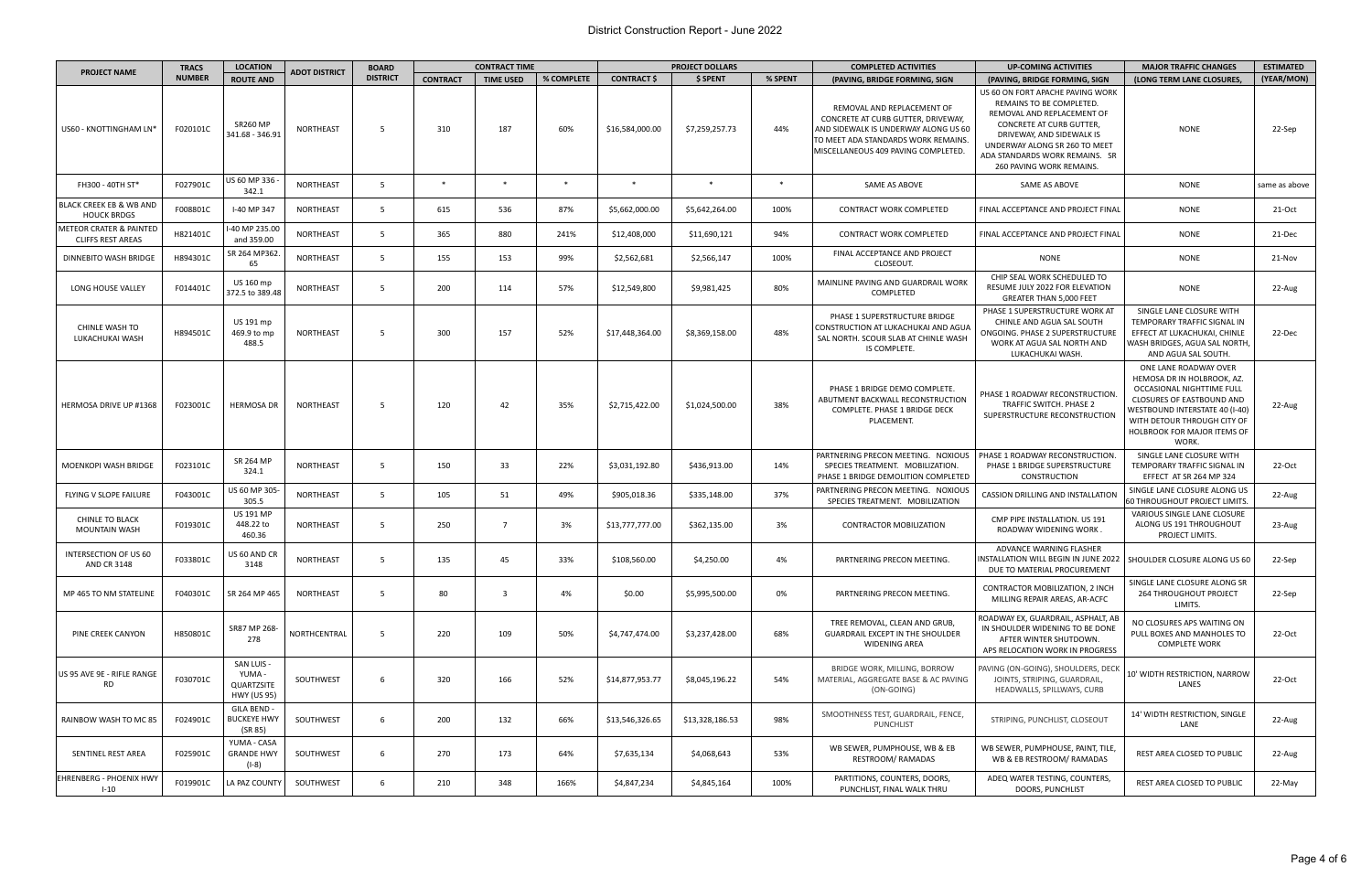# District Construction Report - June 2022

| PROJECT NAME | TRACS NUMBER | LOCATION ROUTE AND | ADOT DISTRICT | BOARD DISTRICT | CONTRACT TIME | | | PROJECT DOLLARS | | | COMPLETED ACTIVITIES | UP-COMING ACTIVITIES | MAJOR TRAFFIC CHANGES | ESTIMATED |
|---|---|---|---|---|---|---|---|---|---|---|---|---|---|---|
| | | | | | CONTRACT | TIME USED | % COMPLETE | CONTRACT $ | $ SPENT | % SPENT | (PAVING, BRIDGE FORMING, SIGN | (PAVING, BRIDGE FORMING, SIGN | (LONG TERM LANE CLOSURES, | (YEAR/MON) |
| US60 - KNOTTINGHAM LN* | F020101C | SR260 MP 341.68 - 346.91 | NORTHEAST | 5 | 310 | 187 | 60% | $16,584,000.00 | $7,259,257.73 | 44% | REMOVAL AND REPLACEMENT OF CONCRETE AT CURB GUTTER, DRIVEWAY, AND SIDEWALK IS UNDERWAY ALONG US 60 TO MEET ADA STANDARDS WORK REMAINS. MISCELLANEOUS 409 PAVING COMPLETED. | US 60 ON FORT APACHE PAVING WORK REMAINS TO BE COMPLETED. REMOVAL AND REPLACEMENT OF CONCRETE AT CURB GUTTER, DRIVEWAY, AND SIDEWALK IS UNDERWAY ALONG SR 260 TO MEET ADA STANDARDS WORK REMAINS. SR 260 PAVING WORK REMAINS. | NONE | 22-Sep |
| FH300 - 40TH ST* | F027901C | US 60 MP 336 - 342.1 | NORTHEAST | 5 | * | * | * | * | * | * | SAME AS ABOVE | SAME AS ABOVE | NONE | same as above |
| BLACK CREEK EB & WB AND HOUCK BRDGS | F008801C | I-40 MP 347 | NORTHEAST | 5 | 615 | 536 | 87% | $5,662,000.00 | $5,642,264.00 | 100% | CONTRACT WORK COMPLETED | FINAL ACCEPTANCE AND PROJECT FINAL | NONE | 21-Oct |
| METEOR CRATER & PAINTED CLIFFS REST AREAS | H821401C | I-40 MP 235.00 and 359.00 | NORTHEAST | 5 | 365 | 880 | 241% | $12,408,000 | $11,690,121 | 94% | CONTRACT WORK COMPLETED | FINAL ACCEPTANCE AND PROJECT FINAL | NONE | 21-Dec |
| DINNEBITO WASH BRIDGE | H894301C | SR 264 MP362.65 | NORTHEAST | 5 | 155 | 153 | 99% | $2,562,681 | $2,566,147 | 100% | FINAL ACCEPTANCE AND PROJECT CLOSEOUT. | NONE | NONE | 21-Nov |
| LONG HOUSE VALLEY | F014401C | US 160 mp 372.5 to 389.48 | NORTHEAST | 5 | 200 | 114 | 57% | $12,549,800 | $9,981,425 | 80% | MAINLINE PAVING AND GUARDRAIL WORK COMPLETED | CHIP SEAL WORK SCHEDULED TO RESUME JULY 2022 FOR ELEVATION GREATER THAN 5,000 FEET | NONE | 22-Aug |
| CHINLE WASH TO LUKACHUKAI WASH | H894501C | US 191 mp 469.9 to mp 488.5 | NORTHEAST | 5 | 300 | 157 | 52% | $17,448,364.00 | $8,369,158.00 | 48% | PHASE 1 SUPERSTRUCTURE BRIDGE CONSTRUCTION AT LUKACHUKAI AND AGUA SAL NORTH. SCOUR SLAB AT CHINLE WASH IS COMPLETE. | PHASE 1 SUPERSTRUCTURE WORK AT CHINLE AND AGUA SAL SOUTH ONGOING. PHASE 2 SUPERSTRUCTURE WORK AT AGUA SAL NORTH AND LUKACHUKAI WASH. | SINGLE LANE CLOSURE WITH TEMPORARY TRAFFIC SIGNAL IN EFFECT AT LUKACHUKAI, CHINLE WASH BRIDGES, AGUA SAL NORTH, AND AGUA SAL SOUTH. | 22-Dec |
| HERMOSA DRIVE UP #1368 | F023001C | HERMOSA DR | NORTHEAST | 5 | 120 | 42 | 35% | $2,715,422.00 | $1,024,500.00 | 38% | PHASE 1 BRIDGE DEMO COMPLETE. ABUTMENT BACKWALL RECONSTRUCTION COMPLETE. PHASE 1 BRIDGE DECK PLACEMENT. | PHASE 1 ROADWAY RECONSTRUCTION. TRAFFIC SWITCH. PHASE 2 SUPERSTRUCTURE RECONSTRUCTION | ONE LANE ROADWAY OVER HEMOSA DR IN HOLBROOK, AZ. OCCASIONAL NIGHTTIME FULL CLOSURES OF EASTBOUND AND WESTBOUND INTERSTATE 40 (I-40) WITH DETOUR THROUGH CITY OF HOLBROOK FOR MAJOR ITEMS OF WORK. | 22-Aug |
| MOENKOPI WASH BRIDGE | F023101C | SR 264 MP 324.1 | NORTHEAST | 5 | 150 | 33 | 22% | $3,031,192.80 | $436,913.00 | 14% | PARTNERING PRECON MEETING. NOXIOUS SPECIES TREATMENT. MOBILIZATION. PHASE 1 BRIDGE DEMOLITION COMPLETED | PHASE 1 ROADWAY RECONSTRUCTION. PHASE 1 BRIDGE SUPERSTRUCTURE CONSTRUCTION | SINGLE LANE CLOSURE WITH TEMPORARY TRAFFIC SIGNAL IN EFFECT AT SR 264 MP 324 | 22-Oct |
| FLYING V SLOPE FAILURE | F043001C | US 60 MP 305-305.5 | NORTHEAST | 5 | 105 | 51 | 49% | $905,018.36 | $335,148.00 | 37% | PARTNERING PRECON MEETING. NOXIOUS SPECIES TREATMENT. MOBILIZATION | CASSION DRILLING AND INSTALLATION | SINGLE LANE CLOSURE ALONG US 60 THROUGHOUT PROJECT LIMITS. | 22-Aug |
| CHINLE TO BLACK MOUNTAIN WASH | F019301C | US 191 MP 448.22 to 460.36 | NORTHEAST | 5 | 250 | 7 | 3% | $13,777,777.00 | $362,135.00 | 3% | CONTRACTOR MOBILIZATION | CMP PIPE INSTALLATION. US 191 ROADWAY WIDENING WORK . | VARIOUS SINGLE LANE CLOSURE ALONG US 191 THROUGHOUT PROJECT LIMITS. | 23-Aug |
| INTERSECTION OF US 60 AND CR 3148 | F033801C | US 60 AND CR 3148 | NORTHEAST | 5 | 135 | 45 | 33% | $108,560.00 | $4,250.00 | 4% | PARTNERING PRECON MEETING. | ADVANCE WARNING FLASHER INSTALLATION WILL BEGIN IN JUNE 2022 DUE TO MATERIAL PROCUREMENT | SHOULDER CLOSURE ALONG US 60 | 22-Sep |
| MP 465 TO NM STATELINE | F040301C | SR 264 MP 465 | NORTHEAST | 5 | 80 | 3 | 4% | $0.00 | $5,995,500.00 | 0% | PARTNERING PRECON MEETING. | CONTRACTOR MOBILIZATION, 2 INCH MILLING REPAIR AREAS, AR-ACFC | SINGLE LANE CLOSURE ALONG SR 264 THROUGHOUT PROJECT LIMITS. | 22-Sep |
| PINE CREEK CANYON | H850801C | SR87 MP 268-278 | NORTHCENTRAL | 5 | 220 | 109 | 50% | $4,747,474.00 | $3,237,428.00 | 68% | TREE REMOVAL, CLEAN AND GRUB, GUARDRAIL EXCEPT IN THE SHOULDER WIDENING AREA | ROADWAY EX, GUARDRAIL, ASPHALT, AB IN SHOULDER WIDENING TO BE DONE AFTER WINTER SHUTDOWN. APS RELOCATION WORK IN PROGRESS | NO CLOSURES APS WAITING ON PULL BOXES AND MANHOLES TO COMPLETE WORK | 22-Oct |
| US 95 AVE 9E - RIFLE RANGE RD | F030701C | SAN LUIS - YUMA - QUARTZSITE HWY (US 95) | SOUTHWEST | 6 | 320 | 166 | 52% | $14,877,953.77 | $8,045,196.22 | 54% | BRIDGE WORK, MILLING, BORROW MATERIAL, AGGREGATE BASE & AC PAVING (ON-GOING) | PAVING (ON-GOING), SHOULDERS, DECK JOINTS, STRIPING, GUARDRAIL, HEADWALLS, SPILLWAYS, CURB | 10' WIDTH RESTRICTION, NARROW LANES | 22-Oct |
| RAINBOW WASH TO MC 85 | F024901C | GILA BEND - BUCKEYE HWY (SR 85) | SOUTHWEST | 6 | 200 | 132 | 66% | $13,546,326.65 | $13,328,186.53 | 98% | SMOOTHNESS TEST, GUARDRAIL, FENCE, PUNCHLIST | STRIPING, PUNCHLIST, CLOSEOUT | 14' WIDTH RESTRICTION, SINGLE LANE | 22-Aug |
| SENTINEL REST AREA | F025901C | YUMA - CASA GRANDE HWY (I-8) | SOUTHWEST | 6 | 270 | 173 | 64% | $7,635,134 | $4,068,643 | 53% | WB SEWER, PUMPHOUSE, WB & EB RESTROOM/ RAMADAS | WB SEWER, PUMPHOUSE, PAINT, TILE, WB & EB RESTROOM/ RAMADAS | REST AREA CLOSED TO PUBLIC | 22-Aug |
| EHRENBERG - PHOENIX HWY I-10 | F019901C | LA PAZ COUNTY | SOUTHWEST | 6 | 210 | 348 | 166% | $4,847,234 | $4,845,164 | 100% | PARTITIONS, COUNTERS, DOORS, PUNCHLIST, FINAL WALK THRU | ADEQ WATER TESTING, COUNTERS, DOORS, PUNCHLIST | REST AREA CLOSED TO PUBLIC | 22-May |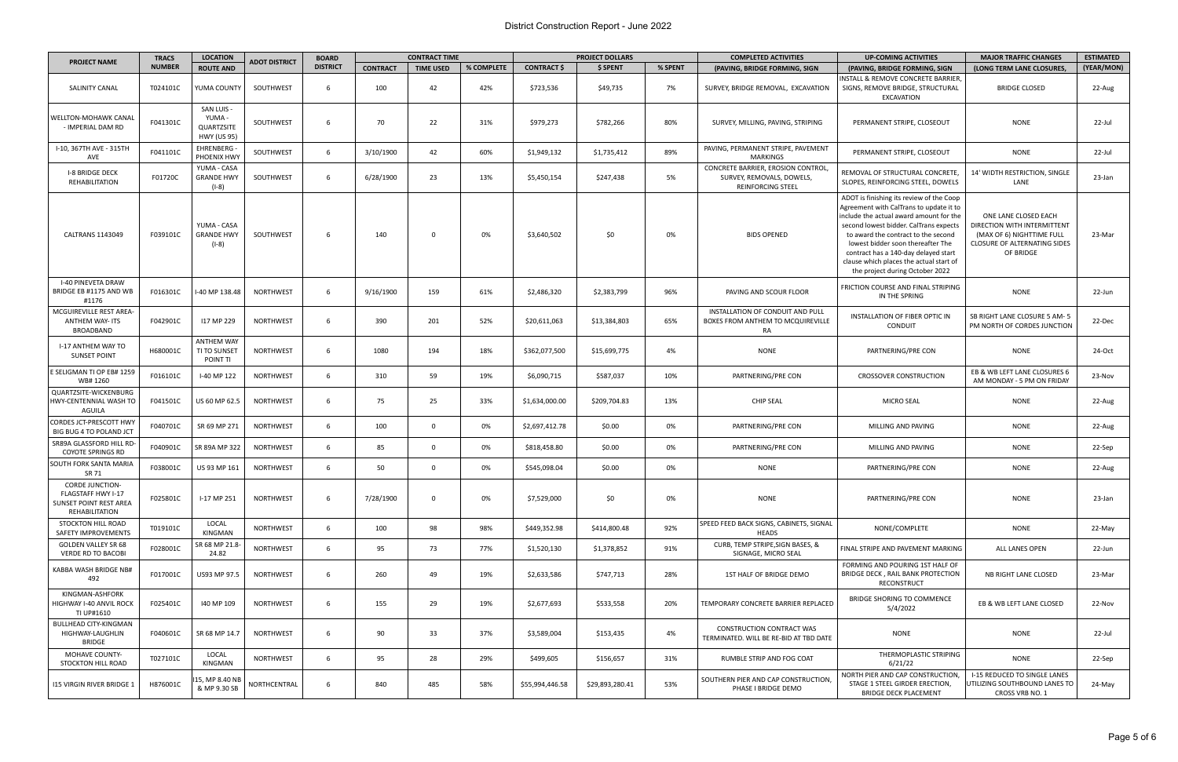# District Construction Report - June 2022

| PROJECT NAME | TRACS NUMBER | LOCATION ROUTE AND | ADOT DISTRICT | BOARD DISTRICT | CONTRACT TIME | | | PROJECT DOLLARS | | | COMPLETED ACTIVITIES | UP-COMING ACTIVITIES | MAJOR TRAFFIC CHANGES | ESTIMATED |
|---|---|---|---|---|---|---|---|---|---|---|---|---|---|---|
| | | | | | CONTRACT | TIME USED | % COMPLETE | CONTRACT $ | $ SPENT | % SPENT | (PAVING, BRIDGE FORMING, SIGN | (PAVING, BRIDGE FORMING, SIGN | (LONG TERM LANE CLOSURES, | (YEAR/MON) |
| SALINITY CANAL | T024101C | YUMA COUNTY | SOUTHWEST | 6 | 100 | 42 | 42% | $723,536 | $49,735 | 7% | SURVEY, BRIDGE REMOVAL, EXCAVATION | INSTALL & REMOVE CONCRETE BARRIER, SIGNS, REMOVE BRIDGE, STRUCTURAL EXCAVATION | BRIDGE CLOSED | 22-Aug |
| WELLTON-MOHAWK CANAL - IMPERIAL DAM RD | F041301C | SAN LUIS - YUMA - QUARTZSITE HWY (US 95) | SOUTHWEST | 6 | 70 | 22 | 31% | $979,273 | $782,266 | 80% | SURVEY, MILLING, PAVING, STRIPING | PERMANENT STRIPE, CLOSEOUT | NONE | 22-Jul |
| I-10, 367TH AVE - 315TH AVE | F041101C | EHRENBERG - PHOENIX HWY | SOUTHWEST | 6 | 3/10/1900 | 42 | 60% | $1,949,132 | $1,735,412 | 89% | PAVING, PERMANENT STRIPE, PAVEMENT MARKINGS | PERMANENT STRIPE, CLOSEOUT | NONE | 22-Jul |
| I-8 BRIDGE DECK REHABILITATION | F01720C | YUMA - CASA GRANDE HWY (I-8) | SOUTHWEST | 6 | 6/28/1900 | 23 | 13% | $5,450,154 | $247,438 | 5% | CONCRETE BARRIER, EROSION CONTROL, SURVEY, REMOVALS, DOWELS, REINFORCING STEEL | REMOVAL OF STRUCTURAL CONCRETE, SLOPES, REINFORCING STEEL, DOWELS | 14' WIDTH RESTRICTION, SINGLE LANE | 23-Jan |
| CALTRANS 1143049 | F039101C | YUMA - CASA GRANDE HWY (I-8) | SOUTHWEST | 6 | 140 | 0 | 0% | $3,640,502 | $0 | 0% | BIDS OPENED | ADOT is finishing its review of the Coop Agreement with CalTrans to update it to include the actual award amount for the second lowest bidder. CalTrans expects to award the contract to the second lowest bidder soon thereafter The contract has a 140-day delayed start clause which places the actual start of the project during October 2022 | ONE LANE CLOSED EACH DIRECTION WITH INTERMITTENT (MAX OF 6) NIGHTTIME FULL CLOSURE OF ALTERNATING SIDES OF BRIDGE | 23-Mar |
| I-40 PINEVETA DRAW BRIDGE EB #1175 AND WB #1176 | F016301C | I-40 MP 138.48 | NORTHWEST | 6 | 9/16/1900 | 159 | 61% | $2,486,320 | $2,383,799 | 96% | PAVING AND SCOUR FLOOR | FRICTION COURSE AND FINAL STRIPING IN THE SPRING | NONE | 22-Jun |
| MCGUIREVILLE REST AREA-ANTHEM WAY- ITS BROADBAND | F042901C | I17 MP 229 | NORTHWEST | 6 | 390 | 201 | 52% | $20,611,063 | $13,384,803 | 65% | INSTALLATION OF CONDUIT AND PULL BOXES FROM ANTHEM TO MCQUIREVILLE RA | INSTALLATION OF FIBER OPTIC IN CONDUIT | SB RIGHT LANE CLOSURE 5 AM- 5 PM NORTH OF CORDES JUNCTION | 22-Dec |
| I-17 ANTHEM WAY TO SUNSET POINT | H680001C | ANTHEM WAY TI TO SUNSET POINT TI | NORTHWEST | 6 | 1080 | 194 | 18% | $362,077,500 | $15,699,775 | 4% | NONE | PARTNERING/PRE CON | NONE | 24-Oct |
| E SELIGMAN TI OP EB# 1259 WB# 1260 | F016101C | I-40 MP 122 | NORTHWEST | 6 | 310 | 59 | 19% | $6,090,715 | $587,037 | 10% | PARTNERING/PRE CON | CROSSOVER CONSTRUCTION | EB & WB LEFT LANE CLOSURES 6 AM MONDAY - 5 PM ON FRIDAY | 23-Nov |
| QUARTZSITE-WICKENBURG HWY-CENTENNIAL WASH TO AGUILA | F041501C | US 60 MP 62.5 | NORTHWEST | 6 | 75 | 25 | 33% | $1,634,000.00 | $209,704.83 | 13% | CHIP SEAL | MICRO SEAL | NONE | 22-Aug |
| CORDES JCT-PRESCOTT HWY BIG BUG 4 TO POLAND JCT | F040701C | SR 69 MP 271 | NORTHWEST | 6 | 100 | 0 | 0% | $2,697,412.78 | $0.00 | 0% | PARTNERING/PRE CON | MILLING AND PAVING | NONE | 22-Aug |
| SR89A GLASSFORD HILL RD-COYOTE SPRINGS RD | F040901C | SR 89A MP 322 | NORTHWEST | 6 | 85 | 0 | 0% | $818,458.80 | $0.00 | 0% | PARTNERING/PRE CON | MILLING AND PAVING | NONE | 22-Sep |
| SOUTH FORK SANTA MARIA SR 71 | F038001C | US 93 MP 161 | NORTHWEST | 6 | 50 | 0 | 0% | $545,098.04 | $0.00 | 0% | NONE | PARTNERING/PRE CON | NONE | 22-Aug |
| CORDE JUNCTION-FLAGSTAFF HWY I-17 SUNSET POINT REST AREA REHABILITATION | F025801C | I-17 MP 251 | NORTHWEST | 6 | 7/28/1900 | 0 | 0% | $7,529,000 | $0 | 0% | NONE | PARTNERING/PRE CON | NONE | 23-Jan |
| STOCKTON HILL ROAD SAFETY IMPROVEMENTS | T019101C | LOCAL KINGMAN | NORTHWEST | 6 | 100 | 98 | 98% | $449,352.98 | $414,800.48 | 92% | SPEED FEED BACK SIGNS, CABINETS, SIGNAL HEADS | NONE/COMPLETE | NONE | 22-May |
| GOLDEN VALLEY SR 68 VERDE RD TO BACOBI | F028001C | SR 68 MP 21.8-24.82 | NORTHWEST | 6 | 95 | 73 | 77% | $1,520,130 | $1,378,852 | 91% | CURB, TEMP STRIPE,SIGN BASES, & SIGNAGE, MICRO SEAL | FINAL STRIPE AND PAVEMENT MARKING | ALL LANES OPEN | 22-Jun |
| KABBA WASH BRIDGE NB# 492 | F017001C | US93 MP 97.5 | NORTHWEST | 6 | 260 | 49 | 19% | $2,633,586 | $747,713 | 28% | 1ST HALF OF BRIDGE DEMO | FORMING AND POURING 1ST HALF OF BRIDGE DECK , RAIL BANK PROTECTION RECONSTRUCT | NB RIGHT LANE CLOSED | 23-Mar |
| KINGMAN-ASHFORK HIGHWAY I-40 ANVIL ROCK TI UP#1610 | F025401C | I40 MP 109 | NORTHWEST | 6 | 155 | 29 | 19% | $2,677,693 | $533,558 | 20% | TEMPORARY CONCRETE BARRIER REPLACED | BRIDGE SHORING TO COMMENCE 5/4/2022 | EB & WB LEFT LANE CLOSED | 22-Nov |
| BULLHEAD CITY-KINGMAN HIGHWAY-LAUGHLIN BRIDGE | F040601C | SR 68 MP 14.7 | NORTHWEST | 6 | 90 | 33 | 37% | $3,589,004 | $153,435 | 4% | CONSTRUCTION CONTRACT WAS TERMINATED. WILL BE RE-BID AT TBD DATE | NONE | NONE | 22-Jul |
| MOHAVE COUNTY-STOCKTON HILL ROAD | T027101C | LOCAL KINGMAN | NORTHWEST | 6 | 95 | 28 | 29% | $499,605 | $156,657 | 31% | RUMBLE STRIP AND FOG COAT | THERMOPLASTIC STRIPING 6/21/22 | NONE | 22-Sep |
| I15 VIRGIN RIVER BRIDGE 1 | H876001C | I15, MP 8.40 NB & MP 9.30 SB | NORTHCENTRAL | 6 | 840 | 485 | 58% | $55,994,446.58 | $29,893,280.41 | 53% | SOUTHERN PIER AND CAP CONSTRUCTION, PHASE I BRIDGE DEMO | NORTH PIER AND CAP CONSTRUCTION, STAGE 1 STEEL GIRDER ERECTION, BRIDGE DECK PLACEMENT | I-15 REDUCED TO SINGLE LANES UTILIZING SOUTHBOUND LANES TO CROSS VRB NO. 1 | 24-May |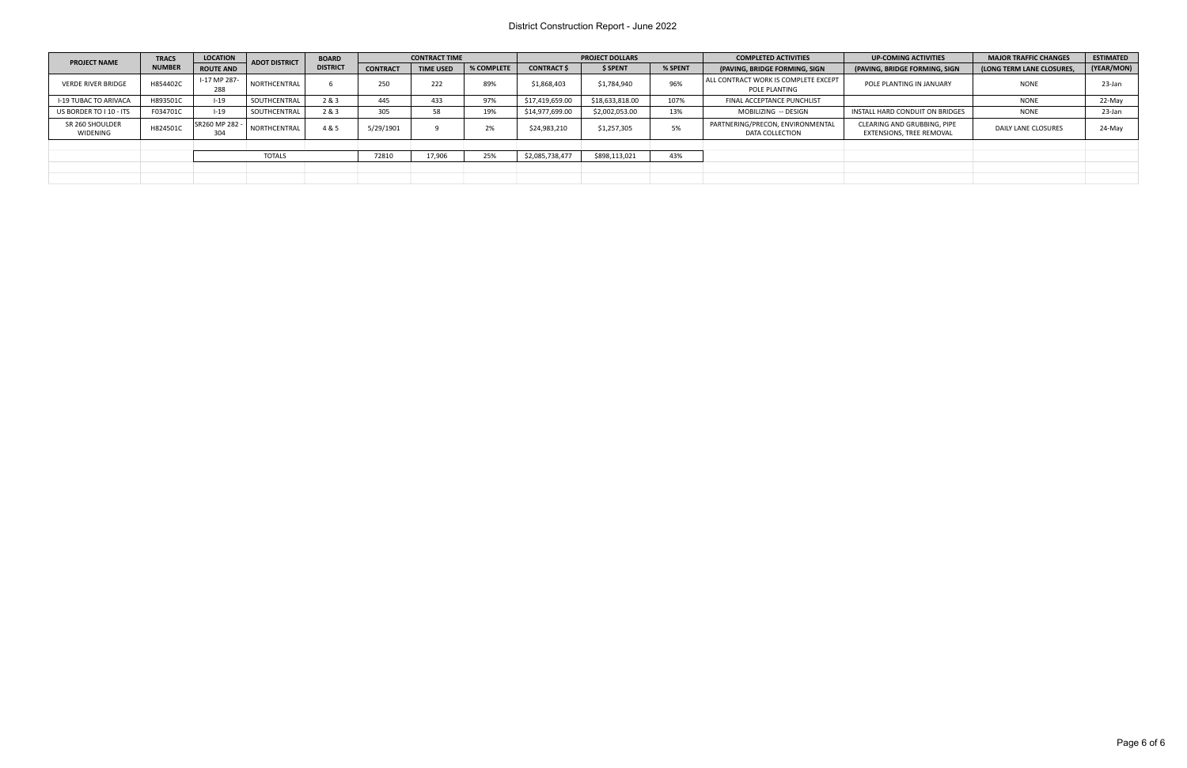# District Construction Report - June 2022

| PROJECT NAME | TRACS NUMBER | LOCATION ROUTE AND | ADOT DISTRICT | BOARD DISTRICT | CONTRACT TIME | | | PROJECT DOLLARS | | | COMPLETED ACTIVITIES | UP-COMING ACTIVITIES | MAJOR TRAFFIC CHANGES | ESTIMATED |
|---|---|---|---|---|---|---|---|---|---|---|---|---|---|---|
| | | | | | CONTRACT | TIME USED | % COMPLETE | CONTRACT $ | $ SPENT | % SPENT | (PAVING, BRIDGE FORMING, SIGN | (PAVING, BRIDGE FORMING, SIGN | (LONG TERM LANE CLOSURES, | (YEAR/MON) |
| VERDE RIVER BRIDGE | H854402C | I-17 MP 287-288 | NORTHCENTRAL | 6 | 250 | 222 | 89% | $1,868,403 | $1,784,940 | 96% | ALL CONTRACT WORK IS COMPLETE EXCEPT POLE PLANTING | POLE PLANTING IN JANUARY | NONE | 23-Jan |
| I-19 TUBAC TO ARIVACA | H893501C | I-19 | SOUTHCENTRAL | 2 & 3 | 445 | 433 | 97% | $17,419,659.00 | $18,633,818.00 | 107% | FINAL ACCEPTANCE PUNCHLIST | | NONE | 22-May |
| US BORDER TO I 10 - ITS | F034701C | I-19 | SOUTHCENTRAL | 2 & 3 | 305 | 58 | 19% | $14,977,699.00 | $2,002,053.00 | 13% | MOBILIZING -- DESIGN | INSTALL HARD CONDUIT ON BRIDGES | NONE | 23-Jan |
| SR 260 SHOULDER WIDENING | H824501C | SR260 MP 282 - 304 | NORTHCENTRAL | 4 & 5 | 5/29/1901 | 9 | 2% | $24,983,210 | $1,257,305 | 5% | PARTNERING/PRECON, ENVIRONMENTAL DATA COLLECTION | CLEARING AND GRUBBING, PIPE EXTENSIONS, TREE REMOVAL | DAILY LANE CLOSURES | 24-May |
| | | TOTALS | | | 72810 | 17,906 | 25% | $2,085,738,477 | $898,113,021 | 43% | | | | |